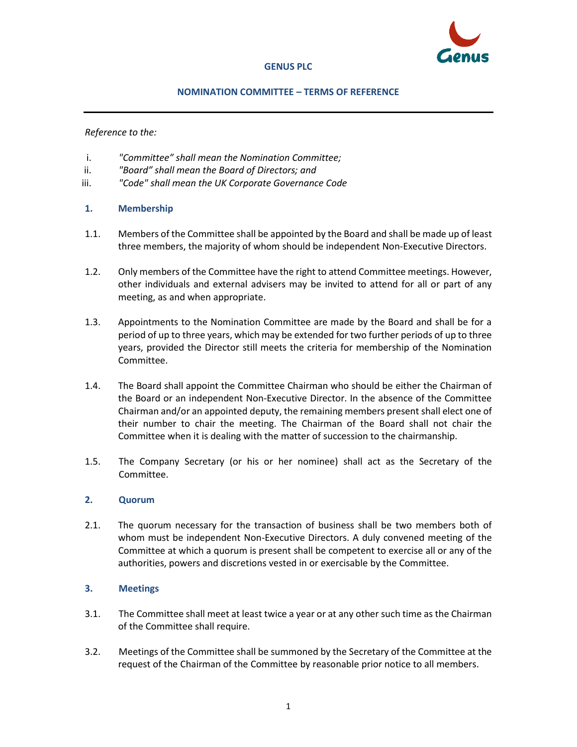# GENUS PLC

## NOMINATION COMMITTEE – TERMS OF REFERENCE

*Reference to the:*

i. *"Committee" shall mean the Nomination Committee;*
ii. *"Board" shall mean the Board of Directors; and*
iii. *"Code" shall mean the UK Corporate Governance Code*

### 1. Membership

1.1. Members of the Committee shall be appointed by the Board and shall be made up of least three members, the majority of whom should be independent Non-Executive Directors.

1.2. Only members of the Committee have the right to attend Committee meetings. However, other individuals and external advisers may be invited to attend for all or part of any meeting, as and when appropriate.

1.3. Appointments to the Nomination Committee are made by the Board and shall be for a period of up to three years, which may be extended for two further periods of up to three years, provided the Director still meets the criteria for membership of the Nomination Committee.

1.4. The Board shall appoint the Committee Chairman who should be either the Chairman of the Board or an independent Non-Executive Director. In the absence of the Committee Chairman and/or an appointed deputy, the remaining members present shall elect one of their number to chair the meeting. The Chairman of the Board shall not chair the Committee when it is dealing with the matter of succession to the chairmanship.

1.5. The Company Secretary (or his or her nominee) shall act as the Secretary of the Committee.

### 2. Quorum

2.1. The quorum necessary for the transaction of business shall be two members both of whom must be independent Non-Executive Directors. A duly convened meeting of the Committee at which a quorum is present shall be competent to exercise all or any of the authorities, powers and discretions vested in or exercisable by the Committee.

### 3. Meetings

3.1. The Committee shall meet at least twice a year or at any other such time as the Chairman of the Committee shall require.

3.2. Meetings of the Committee shall be summoned by the Secretary of the Committee at the request of the Chairman of the Committee by reasonable prior notice to all members.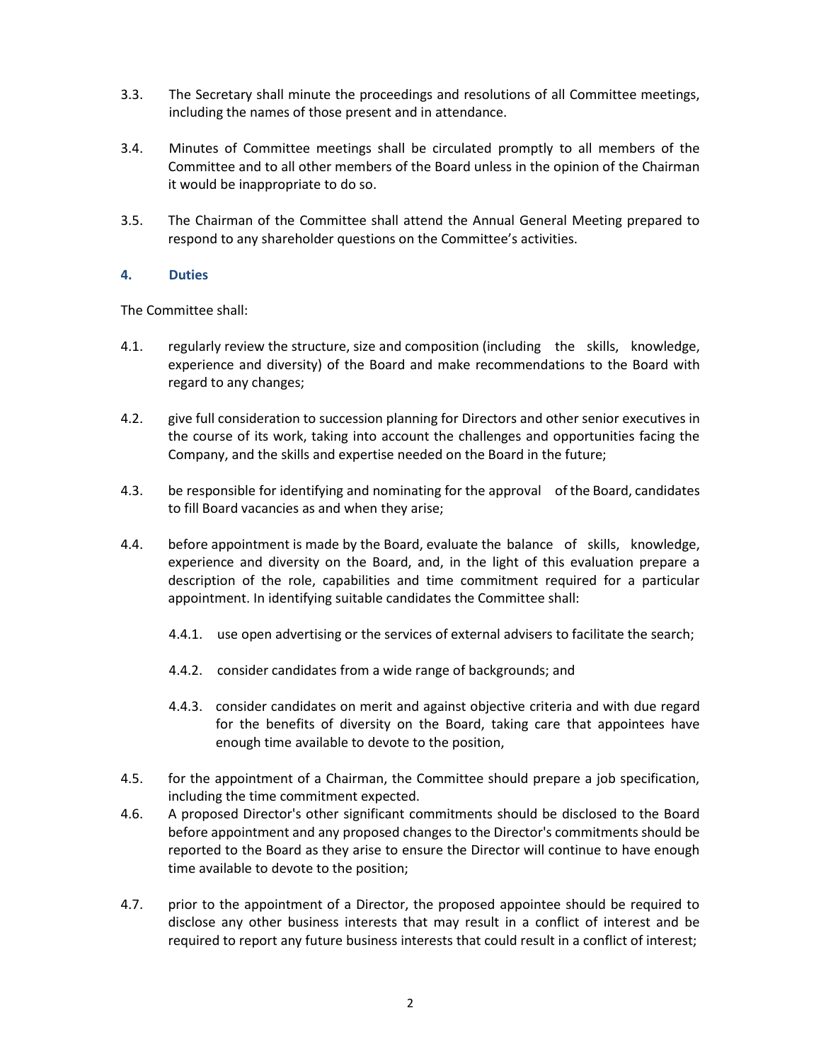3.3. The Secretary shall minute the proceedings and resolutions of all Committee meetings, including the names of those present and in attendance.

3.4. Minutes of Committee meetings shall be circulated promptly to all members of the Committee and to all other members of the Board unless in the opinion of the Chairman it would be inappropriate to do so.

3.5. The Chairman of the Committee shall attend the Annual General Meeting prepared to respond to any shareholder questions on the Committee's activities.

## 4. Duties

The Committee shall:

4.1. regularly review the structure, size and composition (including the skills, knowledge, experience and diversity) of the Board and make recommendations to the Board with regard to any changes;

4.2. give full consideration to succession planning for Directors and other senior executives in the course of its work, taking into account the challenges and opportunities facing the Company, and the skills and expertise needed on the Board in the future;

4.3. be responsible for identifying and nominating for the approval of the Board, candidates to fill Board vacancies as and when they arise;

4.4. before appointment is made by the Board, evaluate the balance of skills, knowledge, experience and diversity on the Board, and, in the light of this evaluation prepare a description of the role, capabilities and time commitment required for a particular appointment. In identifying suitable candidates the Committee shall:

   4.4.1. use open advertising or the services of external advisers to facilitate the search;

   4.4.2. consider candidates from a wide range of backgrounds; and

   4.4.3. consider candidates on merit and against objective criteria and with due regard for the benefits of diversity on the Board, taking care that appointees have enough time available to devote to the position,

4.5. for the appointment of a Chairman, the Committee should prepare a job specification, including the time commitment expected.

4.6. A proposed Director's other significant commitments should be disclosed to the Board before appointment and any proposed changes to the Director's commitments should be reported to the Board as they arise to ensure the Director will continue to have enough time available to devote to the position;

4.7. prior to the appointment of a Director, the proposed appointee should be required to disclose any other business interests that may result in a conflict of interest and be required to report any future business interests that could result in a conflict of interest;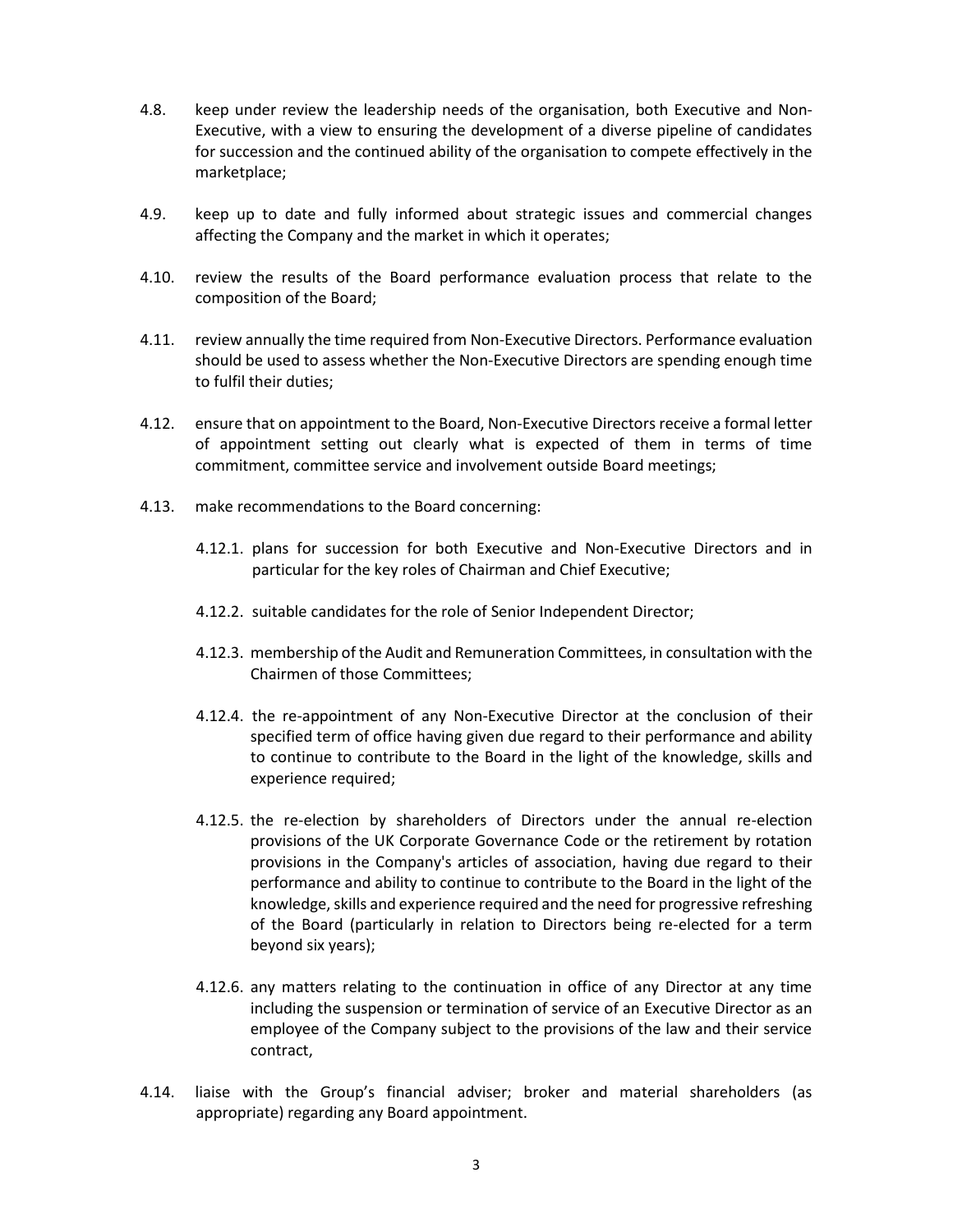4.8. keep under review the leadership needs of the organisation, both Executive and Non-Executive, with a view to ensuring the development of a diverse pipeline of candidates for succession and the continued ability of the organisation to compete effectively in the marketplace;

4.9. keep up to date and fully informed about strategic issues and commercial changes affecting the Company and the market in which it operates;

4.10. review the results of the Board performance evaluation process that relate to the composition of the Board;

4.11. review annually the time required from Non-Executive Directors. Performance evaluation should be used to assess whether the Non-Executive Directors are spending enough time to fulfil their duties;

4.12. ensure that on appointment to the Board, Non-Executive Directors receive a formal letter of appointment setting out clearly what is expected of them in terms of time commitment, committee service and involvement outside Board meetings;

4.13. make recommendations to the Board concerning:

    4.12.1. plans for succession for both Executive and Non-Executive Directors and in particular for the key roles of Chairman and Chief Executive;

    4.12.2. suitable candidates for the role of Senior Independent Director;

    4.12.3. membership of the Audit and Remuneration Committees, in consultation with the Chairmen of those Committees;

    4.12.4. the re-appointment of any Non-Executive Director at the conclusion of their specified term of office having given due regard to their performance and ability to continue to contribute to the Board in the light of the knowledge, skills and experience required;

    4.12.5. the re-election by shareholders of Directors under the annual re-election provisions of the UK Corporate Governance Code or the retirement by rotation provisions in the Company's articles of association, having due regard to their performance and ability to continue to contribute to the Board in the light of the knowledge, skills and experience required and the need for progressive refreshing of the Board (particularly in relation to Directors being re-elected for a term beyond six years);

    4.12.6. any matters relating to the continuation in office of any Director at any time including the suspension or termination of service of an Executive Director as an employee of the Company subject to the provisions of the law and their service contract,

4.14. liaise with the Group's financial adviser; broker and material shareholders (as appropriate) regarding any Board appointment.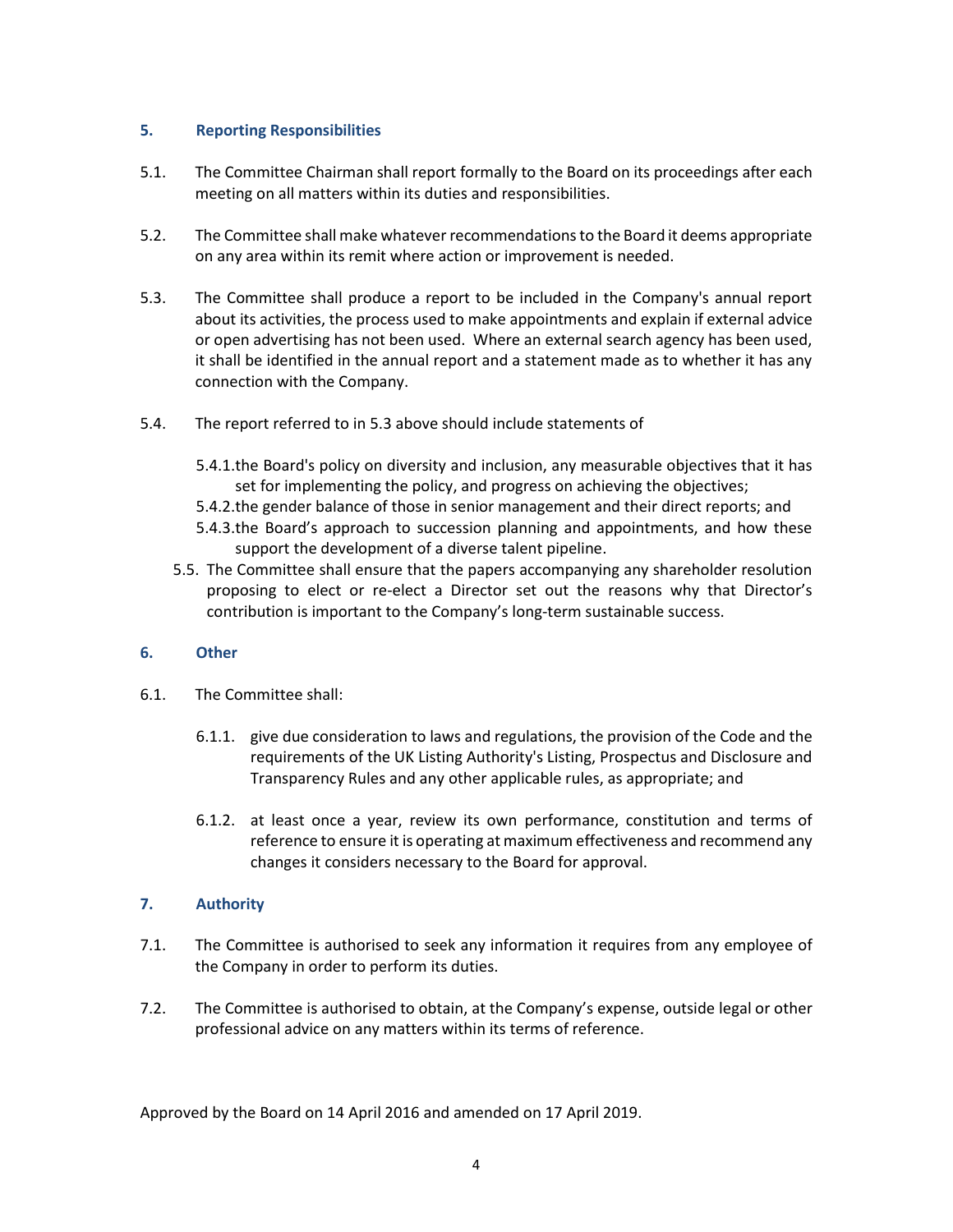## 5. Reporting Responsibilities

5.1. The Committee Chairman shall report formally to the Board on its proceedings after each meeting on all matters within its duties and responsibilities.

5.2. The Committee shall make whatever recommendations to the Board it deems appropriate on any area within its remit where action or improvement is needed.

5.3. The Committee shall produce a report to be included in the Company's annual report about its activities, the process used to make appointments and explain if external advice or open advertising has not been used. Where an external search agency has been used, it shall be identified in the annual report and a statement made as to whether it has any connection with the Company.

5.4. The report referred to in 5.3 above should include statements of

5.4.1. the Board's policy on diversity and inclusion, any measurable objectives that it has set for implementing the policy, and progress on achieving the objectives;

5.4.2. the gender balance of those in senior management and their direct reports; and

5.4.3. the Board's approach to succession planning and appointments, and how these support the development of a diverse talent pipeline.

5.5. The Committee shall ensure that the papers accompanying any shareholder resolution proposing to elect or re-elect a Director set out the reasons why that Director's contribution is important to the Company's long-term sustainable success.

## 6. Other

6.1. The Committee shall:

6.1.1. give due consideration to laws and regulations, the provision of the Code and the requirements of the UK Listing Authority's Listing, Prospectus and Disclosure and Transparency Rules and any other applicable rules, as appropriate; and

6.1.2. at least once a year, review its own performance, constitution and terms of reference to ensure it is operating at maximum effectiveness and recommend any changes it considers necessary to the Board for approval.

## 7. Authority

7.1. The Committee is authorised to seek any information it requires from any employee of the Company in order to perform its duties.

7.2. The Committee is authorised to obtain, at the Company's expense, outside legal or other professional advice on any matters within its terms of reference.

Approved by the Board on 14 April 2016 and amended on 17 April 2019.